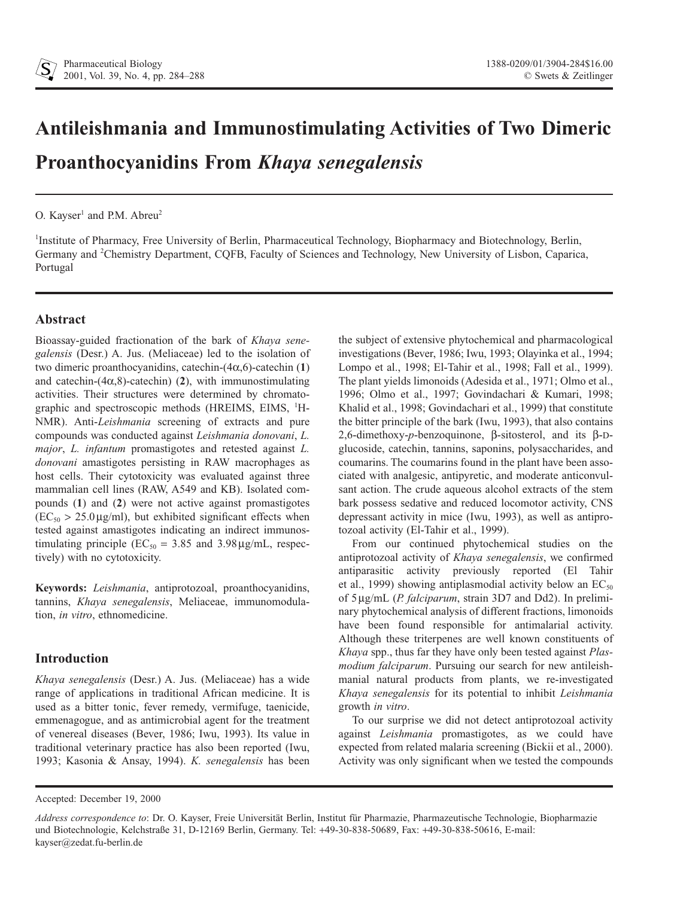# Antileishmania and Immunostimulating Activities of Two Dimeric Proanthocyanidins From *Khaya senegalensis*

O. Kayser[1] and P.M. Abreu[2]

[1]Institute of Pharmacy, Free University of Berlin, Pharmaceutical Technology, Biopharmacy and Biotechnology, Berlin, Germany and [2]Chemistry Department, CQFB, Faculty of Sciences and Technology, New University of Lisbon, Caparica, Portugal

## Abstract

Bioassay-guided fractionation of the bark of *Khaya senegalensis* (Desr.) A. Jus. (Meliaceae) led to the isolation of two dimeric proanthocyanidins, catechin-(4α,6)-catechin (**1**) and catechin-(4α,8)-catechin) (**2**), with immunostimulating activities. Their structures were determined by chromatographic and spectroscopic methods (HREIMS, EIMS, $^{1}$H-NMR). Anti-*Leishmania* screening of extracts and pure compounds was conducted against *Leishmania donovani*, *L. major*, *L. infantum* promastigotes and retested against *L. donovani* amastigotes persisting in RAW macrophages as host cells. Their cytotoxicity was evaluated against three mammalian cell lines (RAW, A549 and KB). Isolated compounds (**1**) and (**2**) were not active against promastigotes ($EC_{50}$ > 25.0 µg/ml), but exhibited significant effects when tested against amastigotes indicating an indirect immunostimulating principle ($EC_{50}$ = 3.85 and 3.98 µg/mL, respectively) with no cytotoxicity.

**Keywords:** *Leishmania*, antiprotozoal, proanthocyanidins, tannins, *Khaya senegalensis*, Meliaceae, immunomodulation, *in vitro*, ethnomedicine.

## Introduction

*Khaya senegalensis* (Desr.) A. Jus. (Meliaceae) has a wide range of applications in traditional African medicine. It is used as a bitter tonic, fever remedy, vermifuge, taenicide, emmenagogue, and as antimicrobial agent for the treatment of venereal diseases (Bever, 1986; Iwu, 1993). Its value in traditional veterinary practice has also been reported (Iwu, 1993; Kasonia & Ansay, 1994). *K. senegalensis* has been the subject of extensive phytochemical and pharmacological investigations (Bever, 1986; Iwu, 1993; Olayinka et al., 1994; Lompo et al., 1998; El-Tahir et al., 1998; Fall et al., 1999). The plant yields limonoids (Adesida et al., 1971; Olmo et al., 1996; Olmo et al., 1997; Govindachari & Kumari, 1998; Khalid et al., 1998; Govindachari et al., 1999) that constitute the bitter principle of the bark (Iwu, 1993), that also contains 2,6-dimethoxy-*p*-benzoquinone, β-sitosterol, and its β-D-glucoside, catechin, tannins, saponins, polysaccharides, and coumarins. The coumarins found in the plant have been associated with analgesic, antipyretic, and moderate anticonvulsant action. The crude aqueous alcohol extracts of the stem bark possess sedative and reduced locomotor activity, CNS depressant action in mice (Iwu, 1993), as well as antiprotozoal activity (El-Tahir et al., 1999).

From our continued phytochemical studies on the antiprotozoal activity of *Khaya senegalensis*, we confirmed antiparasitic activity previously reported (El Tahir et al., 1999) showing antiplasmodial activity below an $EC_{50}$ of 5 µg/mL (*P. falciparum*, strain 3D7 and Dd2). In preliminary phytochemical analysis of different fractions, limonoids have been found responsible for antimalarial activity. Although these triterpenes are well known constituents of *Khaya* spp., thus far they have only been tested against *Plasmodium falciparum*. Pursuing our search for new antileishmanial natural products from plants, we re-investigated *Khaya senegalensis* for its potential to inhibit *Leishmania* growth *in vitro*.

To our surprise we did not detect antiprotozoal activity against *Leishmania* promastigotes, as we could have expected from related malaria screening (Bickii et al., 2000). Activity was only significant when we tested the compounds

Accepted: December 19, 2000

*Address correspondence to*: Dr. O. Kayser, Freie Universität Berlin, Institut für Pharmazie, Pharmazeutische Technologie, Biopharmazie und Biotechnologie, Kelchstraße 31, D-12169 Berlin, Germany. Tel: +49-30-838-50689, Fax: +49-30-838-50616, E-mail: kayser@zedat.fu-berlin.de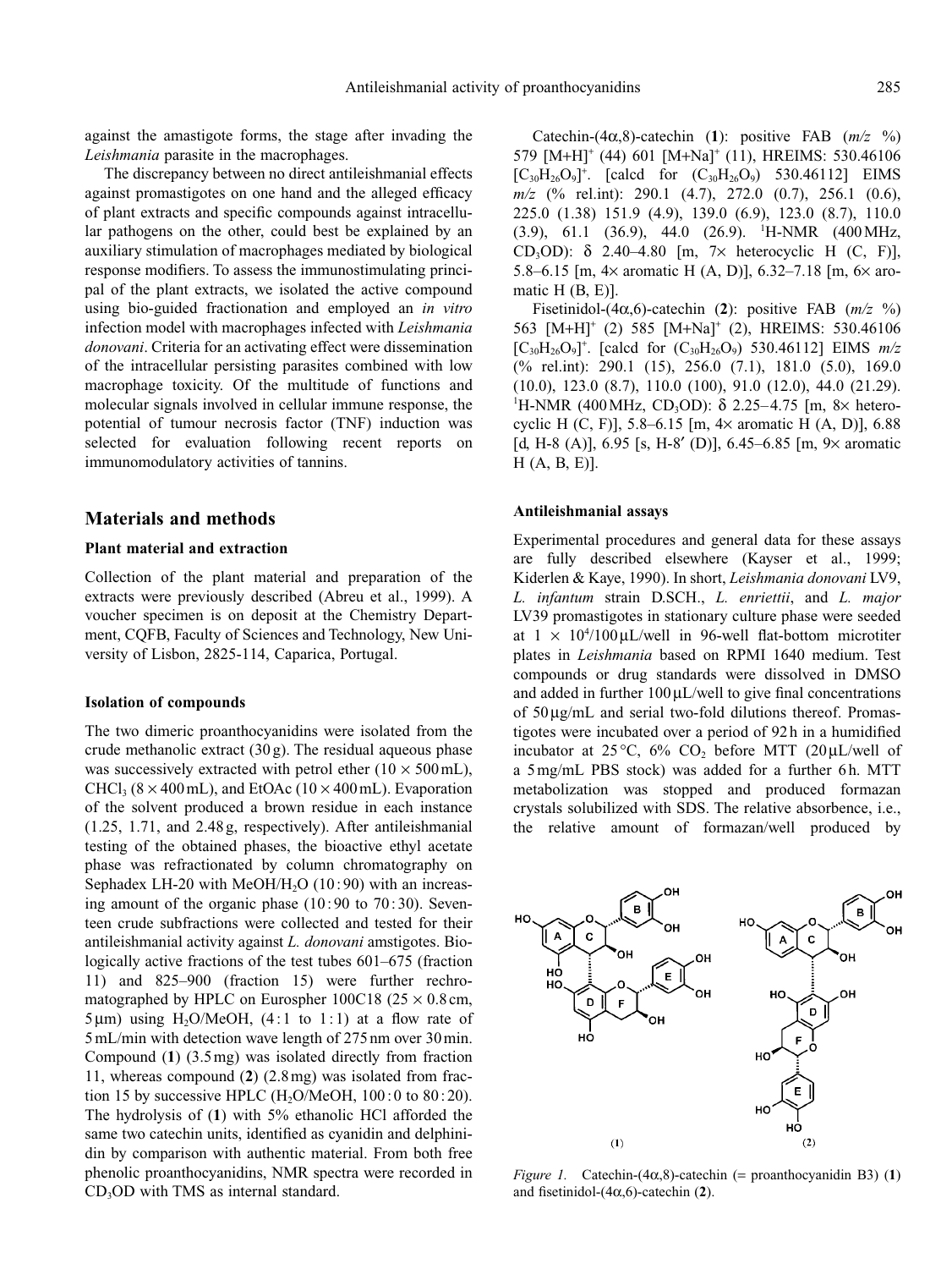against the amastigote forms, the stage after invading the *Leishmania* parasite in the macrophages.

The discrepancy between no direct antileishmanial effects against promastigotes on one hand and the alleged efficacy of plant extracts and specific compounds against intracellular pathogens on the other, could best be explained by an auxiliary stimulation of macrophages mediated by biological response modifiers. To assess the immunostimulating principal of the plant extracts, we isolated the active compound using bio-guided fractionation and employed an *in vitro* infection model with macrophages infected with *Leishmania donovani*. Criteria for an activating effect were dissemination of the intracellular persisting parasites combined with low macrophage toxicity. Of the multitude of functions and molecular signals involved in cellular immune response, the potential of tumour necrosis factor (TNF) induction was selected for evaluation following recent reports on immunomodulatory activities of tannins.

## Materials and methods

### Plant material and extraction

Collection of the plant material and preparation of the extracts were previously described (Abreu et al., 1999). A voucher specimen is on deposit at the Chemistry Department, CQFB, Faculty of Sciences and Technology, New University of Lisbon, 2825-114, Caparica, Portugal.

### Isolation of compounds

The two dimeric proanthocyanidins were isolated from the crude methanolic extract (30 g). The residual aqueous phase was successively extracted with petrol ether ($10 \times 500$ mL), $CHCl_3$ ($8 \times 400$ mL), and EtOAc ($10 \times 400$ mL). Evaporation of the solvent produced a brown residue in each instance (1.25, 1.71, and 2.48 g, respectively). After antileishmanial testing of the obtained phases, the bioactive ethyl acetate phase was refractionated by column chromatography on Sephadex LH-20 with $MeOH/H_2O$ (10 : 90) with an increasing amount of the organic phase (10 : 90 to 70 : 30). Seventeen crude subfractions were collected and tested for their antileishmanial activity against *L. donovani* amstigotes. Biologically active fractions of the test tubes 601–675 (fraction 11) and 825–900 (fraction 15) were further rechromatographed by HPLC on Eurospher 100C18 ($25 \times 0.8$ cm, 5 μm) using $H_2O/MeOH$, (4 : 1 to 1 : 1) at a flow rate of 5 mL/min with detection wave length of 275 nm over 30 min. Compound (**1**) (3.5 mg) was isolated directly from fraction 11, whereas compound (**2**) (2.8 mg) was isolated from fraction 15 by successive HPLC ($H_2O/MeOH$, 100 : 0 to 80 : 20). The hydrolysis of (**1**) with 5% ethanolic HCl afforded the same two catechin units, identified as cyanidin and delphinidin by comparison with authentic material. From both free phenolic proanthocyanidins, NMR spectra were recorded in $CD_3OD$ with TMS as internal standard.

Catechin-(4α,8)-catechin (**1**): positive FAB (*m/z* %) 579 $[M+H]^+$ (44) 601 $[M+Na]^+$ (11), HREIMS: 530.46106 $[C_{30}H_{26}O_9]^+$. [calcd for ($C_{30}H_{26}O_9$) 530.46112] EIMS *m/z* (% rel.int): 290.1 (4.7), 272.0 (0.7), 256.1 (0.6), 225.0 (1.38) 151.9 (4.9), 139.0 (6.9), 123.0 (8.7), 110.0 (3.9), 61.1 (36.9), 44.0 (26.9). $^1$H-NMR (400 MHz, $CD_3OD$): δ 2.40–4.80 [m, 7× heterocyclic H (C, F)], 5.8–6.15 [m, 4× aromatic H (A, D)], 6.32–7.18 [m, 6× aromatic H (B, E)].

Fisetinidol-(4α,6)-catechin (**2**): positive FAB (*m/z* %) 563 $[M+H]^+$ (2) 585 $[M+Na]^+$ (2), HREIMS: 530.46106 $[C_{30}H_{26}O_9]^+$. [calcd for ($C_{30}H_{26}O_9$) 530.46112] EIMS *m/z* (% rel.int): 290.1 (15), 256.0 (7.1), 181.0 (5.0), 169.0 (10.0), 123.0 (8.7), 110.0 (100), 91.0 (12.0), 44.0 (21.29). $^1$H-NMR (400 MHz, $CD_3OD$): δ 2.25–4.75 [m, 8× heterocyclic H (C, F)], 5.8–6.15 [m, 4× aromatic H (A, D)], 6.88 [d, H-8 (A)], 6.95 [s, H-8′ (D)], 6.45–6.85 [m, 9× aromatic H (A, B, E)].

### Antileishmanial assays

Experimental procedures and general data for these assays are fully described elsewhere (Kayser et al., 1999; Kiderlen & Kaye, 1990). In short, *Leishmania donovani* LV9, *L. infantum* strain D.SCH., *L. enriettii*, and *L. major* LV39 promastigotes in stationary culture phase were seeded at $1 \times 10^4$/100 μL/well in 96-well flat-bottom microtiter plates in *Leishmania* based on RPMI 1640 medium. Test compounds or drug standards were dissolved in DMSO and added in further 100 μL/well to give final concentrations of 50 μg/mL and serial two-fold dilutions thereof. Promastigotes were incubated over a period of 92 h in a humidified incubator at 25 °C, 6% $CO_2$ before MTT (20 μL/well of a 5 mg/mL PBS stock) was added for a further 6 h. MTT metabolization was stopped and produced formazan crystals solubilized with SDS. The relative absorbence, i.e., the relative amount of formazan/well produced by

*Figure 1.* Catechin-(4α,8)-catechin (= proanthocyanidin B3) (**1**) and fisetinidol-(4α,6)-catechin (**2**).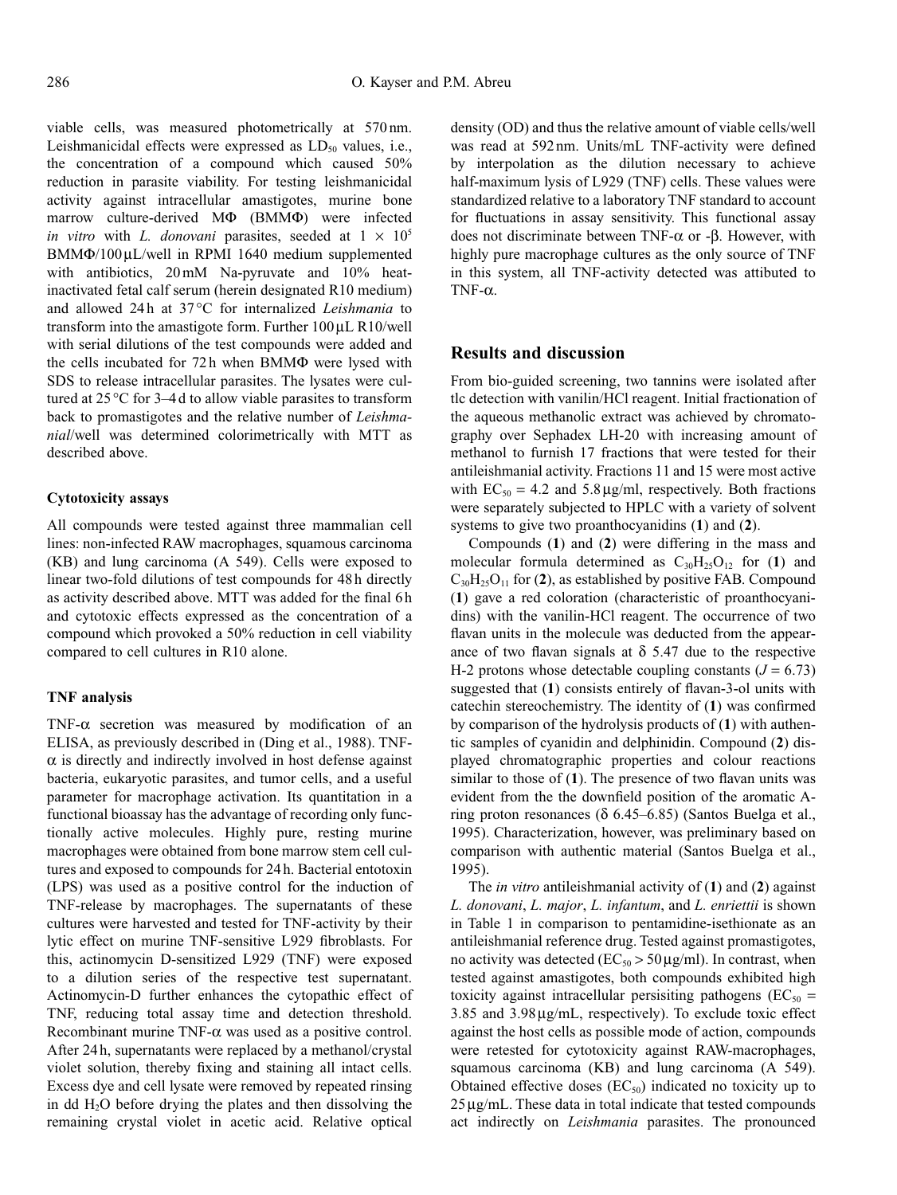viable cells, was measured photometrically at 570 nm. Leishmanicidal effects were expressed as $LD_{50}$ values, i.e., the concentration of a compound which caused 50% reduction in parasite viability. For testing leishmanicidal activity against intracellular amastigotes, murine bone marrow culture-derived MΦ (BMMΦ) were infected *in vitro* with *L. donovani* parasites, seeded at $1 \times 10^5$ BMMΦ/100 µL/well in RPMI 1640 medium supplemented with antibiotics, 20 mM Na-pyruvate and 10% heat-inactivated fetal calf serum (herein designated R10 medium) and allowed 24 h at 37 °C for internalized *Leishmania* to transform into the amastigote form. Further 100 µL R10/well with serial dilutions of the test compounds were added and the cells incubated for 72 h when BMMΦ were lysed with SDS to release intracellular parasites. The lysates were cultured at 25 °C for 3–4 d to allow viable parasites to transform back to promastigotes and the relative number of *Leishmania*/well was determined colorimetrically with MTT as described above.

### Cytotoxicity assays

All compounds were tested against three mammalian cell lines: non-infected RAW macrophages, squamous carcinoma (KB) and lung carcinoma (A 549). Cells were exposed to linear two-fold dilutions of test compounds for 48 h directly as activity described above. MTT was added for the final 6 h and cytotoxic effects expressed as the concentration of a compound which provoked a 50% reduction in cell viability compared to cell cultures in R10 alone.

### TNF analysis

TNF-α secretion was measured by modification of an ELISA, as previously described in (Ding et al., 1988). TNF-α is directly and indirectly involved in host defense against bacteria, eukaryotic parasites, and tumor cells, and a useful parameter for macrophage activation. Its quantitation in a functional bioassay has the advantage of recording only functionally active molecules. Highly pure, resting murine macrophages were obtained from bone marrow stem cell cultures and exposed to compounds for 24 h. Bacterial entotoxin (LPS) was used as a positive control for the induction of TNF-release by macrophages. The supernatants of these cultures were harvested and tested for TNF-activity by their lytic effect on murine TNF-sensitive L929 fibroblasts. For this, actinomycin D-sensitized L929 (TNF) were exposed to a dilution series of the respective test supernatant. Actinomycin-D further enhances the cytopathic effect of TNF, reducing total assay time and detection threshold. Recombinant murine TNF-α was used as a positive control. After 24 h, supernatants were replaced by a methanol/crystal violet solution, thereby fixing and staining all intact cells. Excess dye and cell lysate were removed by repeated rinsing in dd $H_2O$ before drying the plates and then dissolving the remaining crystal violet in acetic acid. Relative optical density (OD) and thus the relative amount of viable cells/well was read at 592 nm. Units/mL TNF-activity were defined by interpolation as the dilution necessary to achieve half-maximum lysis of L929 (TNF) cells. These values were standardized relative to a laboratory TNF standard to account for fluctuations in assay sensitivity. This functional assay does not discriminate between TNF-α or -β. However, with highly pure macrophage cultures as the only source of TNF in this system, all TNF-activity detected was attibuted to TNF-α.

## Results and discussion

From bio-guided screening, two tannins were isolated after tlc detection with vanilin/HCl reagent. Initial fractionation of the aqueous methanolic extract was achieved by chromatography over Sephadex LH-20 with increasing amount of methanol to furnish 17 fractions that were tested for their antileishmanial activity. Fractions 11 and 15 were most active with $EC_{50}$ = 4.2 and 5.8 µg/ml, respectively. Both fractions were separately subjected to HPLC with a variety of solvent systems to give two proanthocyanidins (**1**) and (**2**).

Compounds (**1**) and (**2**) were differing in the mass and molecular formula determined as $C_{30}H_{25}O_{12}$ for (**1**) and $C_{30}H_{25}O_{11}$ for (**2**), as established by positive FAB. Compound (**1**) gave a red coloration (characteristic of proanthocyanidins) with the vanilin-HCl reagent. The occurrence of two flavan units in the molecule was deducted from the appearance of two flavan signals at δ 5.47 due to the respective H-2 protons whose detectable coupling constants ($J$ = 6.73) suggested that (**1**) consists entirely of flavan-3-ol units with catechin stereochemistry. The identity of (**1**) was confirmed by comparison of the hydrolysis products of (**1**) with authentic samples of cyanidin and delphinidin. Compound (**2**) displayed chromatographic properties and colour reactions similar to those of (**1**). The presence of two flavan units was evident from the the downfield position of the aromatic A-ring proton resonances (δ 6.45–6.85) (Santos Buelga et al., 1995). Characterization, however, was preliminary based on comparison with authentic material (Santos Buelga et al., 1995).

The *in vitro* antileishmanial activity of (**1**) and (**2**) against *L. donovani*, *L. major*, *L. infantum*, and *L. enriettii* is shown in Table 1 in comparison to pentamidine-isethionate as an antileishmanial reference drug. Tested against promastigotes, no activity was detected ($EC_{50}$ > 50 µg/ml). In contrast, when tested against amastigotes, both compounds exhibited high toxicity against intracellular persisiting pathogens ($EC_{50}$ = 3.85 and 3.98 µg/mL, respectively). To exclude toxic effect against the host cells as possible mode of action, compounds were retested for cytotoxicity against RAW-macrophages, squamous carcinoma (KB) and lung carcinoma (A 549). Obtained effective doses ($EC_{50}$) indicated no toxicity up to 25 µg/mL. These data in total indicate that tested compounds act indirectly on *Leishmania* parasites. The pronounced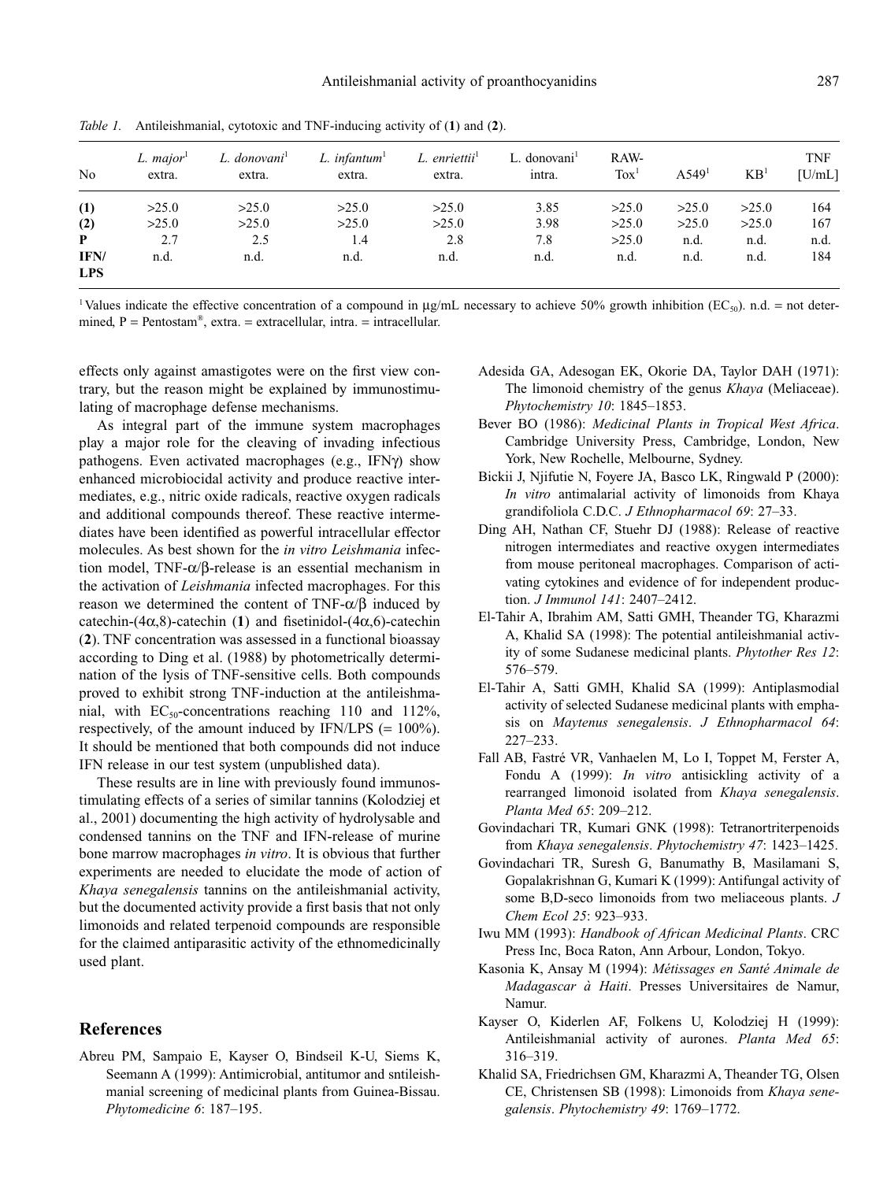*Table 1.* Antileishmanial, cytotoxic and TNF-inducing activity of (**1**) and (**2**).

| No | *L. major*[1] extra. | *L. donovani*[1] extra. | *L. infantum*[1] extra. | *L. enriettii*[1] extra. | L. donovani[1] intra. | RAW-Tox[1] | A549[1] | KB[1] | TNF [U/mL] |
|---|---|---|---|---|---|---|---|---|---|
| **(1)** | >25.0 | >25.0 | >25.0 | >25.0 | 3.85 | >25.0 | >25.0 | >25.0 | 164 |
| **(2)** | >25.0 | >25.0 | >25.0 | >25.0 | 3.98 | >25.0 | >25.0 | >25.0 | 167 |
| **P** | 2.7 | 2.5 | 1.4 | 2.8 | 7.8 | >25.0 | n.d. | n.d. | n.d. |
| **IFN/ LPS** | n.d. | n.d. | n.d. | n.d. | n.d. | n.d. | n.d. | n.d. | 184 |

[1] Values indicate the effective concentration of a compound in µg/mL necessary to achieve 50% growth inhibition ($EC_{50}$). n.d. = not determined, P = Pentostam®, extra. = extracellular, intra. = intracellular.

effects only against amastigotes were on the first view contrary, but the reason might be explained by immunostimulating of macrophage defense mechanisms.

As integral part of the immune system macrophages play a major role for the cleaving of invading infectious pathogens. Even activated macrophages (e.g., IFNγ) show enhanced microbiocidal activity and produce reactive intermediates, e.g., nitric oxide radicals, reactive oxygen radicals and additional compounds thereof. These reactive intermediates have been identified as powerful intracellular effector molecules. As best shown for the *in vitro Leishmania* infection model, TNF-α/β-release is an essential mechanism in the activation of *Leishmania* infected macrophages. For this reason we determined the content of TNF-α/β induced by catechin-(4α,8)-catechin (**1**) and fisetinidol-(4α,6)-catechin (**2**). TNF concentration was assessed in a functional bioassay according to Ding et al. (1988) by photometrically determination of the lysis of TNF-sensitive cells. Both compounds proved to exhibit strong TNF-induction at the antileishmanial, with $EC_{50}$-concentrations reaching 110 and 112%, respectively, of the amount induced by IFN/LPS (= 100%). It should be mentioned that both compounds did not induce IFN release in our test system (unpublished data).

These results are in line with previously found immunostimulating effects of a series of similar tannins (Kolodziej et al., 2001) documenting the high activity of hydrolysable and condensed tannins on the TNF and IFN-release of murine bone marrow macrophages *in vitro*. It is obvious that further experiments are needed to elucidate the mode of action of *Khaya senegalensis* tannins on the antileishmanial activity, but the documented activity provide a first basis that not only limonoids and related terpenoid compounds are responsible for the claimed antiparasitic activity of the ethnomedicinally used plant.

## References

Abreu PM, Sampaio E, Kayser O, Bindseil K-U, Siems K, Seemann A (1999): Antimicrobial, antitumor and sntileishmanial screening of medicinal plants from Guinea-Bissau. *Phytomedicine 6*: 187–195.

Adesida GA, Adesogan EK, Okorie DA, Taylor DAH (1971): The limonoid chemistry of the genus *Khaya* (Meliaceae). *Phytochemistry 10*: 1845–1853.

Bever BO (1986): *Medicinal Plants in Tropical West Africa*. Cambridge University Press, Cambridge, London, New York, New Rochelle, Melbourne, Sydney.

Bickii J, Njifutie N, Foyere JA, Basco LK, Ringwald P (2000): *In vitro* antimalarial activity of limonoids from Khaya grandifoliola C.D.C. *J Ethnopharmacol 69*: 27–33.

Ding AH, Nathan CF, Stuehr DJ (1988): Release of reactive nitrogen intermediates and reactive oxygen intermediates from mouse peritoneal macrophages. Comparison of activating cytokines and evidence of for independent production. *J Immunol 141*: 2407–2412.

El-Tahir A, Ibrahim AM, Satti GMH, Theander TG, Kharazmi A, Khalid SA (1998): The potential antileishmanial activity of some Sudanese medicinal plants. *Phytother Res 12*: 576–579.

El-Tahir A, Satti GMH, Khalid SA (1999): Antiplasmodial activity of selected Sudanese medicinal plants with emphasis on *Maytenus senegalensis*. *J Ethnopharmacol 64*: 227–233.

Fall AB, Fastré VR, Vanhaelen M, Lo I, Toppet M, Ferster A, Fondu A (1999): *In vitro* antisickling activity of a rearranged limonoid isolated from *Khaya senegalensis*. *Planta Med 65*: 209–212.

Govindachari TR, Kumari GNK (1998): Tetranortriterpenoids from *Khaya senegalensis*. *Phytochemistry 47*: 1423–1425.

Govindachari TR, Suresh G, Banumathy B, Masilamani S, Gopalakrishnan G, Kumari K (1999): Antifungal activity of some B,D-seco limonoids from two meliaceous plants. *J Chem Ecol 25*: 923–933.

Iwu MM (1993): *Handbook of African Medicinal Plants*. CRC Press Inc, Boca Raton, Ann Arbour, London, Tokyo.

Kasonia K, Ansay M (1994): *Métissages en Santé Animale de Madagascar à Haiti*. Presses Universitaires de Namur, Namur.

Kayser O, Kiderlen AF, Folkens U, Kolodziej H (1999): Antileishmanial activity of aurones. *Planta Med 65*: 316–319.

Khalid SA, Friedrichsen GM, Kharazmi A, Theander TG, Olsen CE, Christensen SB (1998): Limonoids from *Khaya senegalensis*. *Phytochemistry 49*: 1769–1772.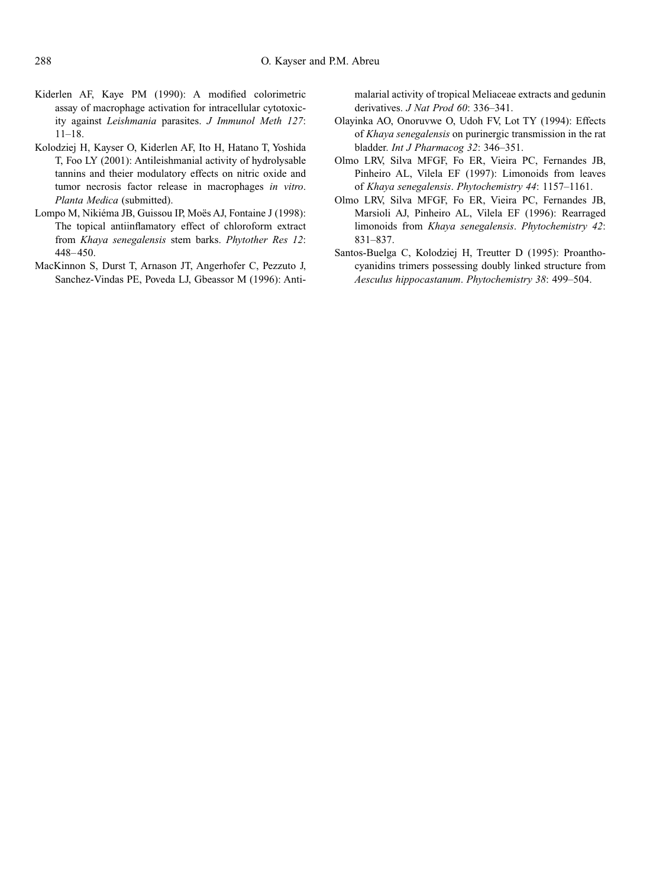Kiderlen AF, Kaye PM (1990): A modified colorimetric assay of macrophage activation for intracellular cytotoxicity against *Leishmania* parasites. *J Immunol Meth 127*: 11–18.

Kolodziej H, Kayser O, Kiderlen AF, Ito H, Hatano T, Yoshida T, Foo LY (2001): Antileishmanial activity of hydrolysable tannins and theier modulatory effects on nitric oxide and tumor necrosis factor release in macrophages *in vitro*. *Planta Medica* (submitted).

Lompo M, Nikiéma JB, Guissou IP, Moës AJ, Fontaine J (1998): The topical antiinflamatory effect of chloroform extract from *Khaya senegalensis* stem barks. *Phytother Res 12*: 448–450.

MacKinnon S, Durst T, Arnason JT, Angerhofer C, Pezzuto J, Sanchez-Vindas PE, Poveda LJ, Gbeassor M (1996): Antimalarial activity of tropical Meliaceae extracts and gedunin derivatives. *J Nat Prod 60*: 336–341.

Olayinka AO, Onoruvwe O, Udoh FV, Lot TY (1994): Effects of *Khaya senegalensis* on purinergic transmission in the rat bladder. *Int J Pharmacog 32*: 346–351.

Olmo LRV, Silva MFGF, Fo ER, Vieira PC, Fernandes JB, Pinheiro AL, Vilela EF (1997): Limonoids from leaves of *Khaya senegalensis*. *Phytochemistry 44*: 1157–1161.

Olmo LRV, Silva MFGF, Fo ER, Vieira PC, Fernandes JB, Marsioli AJ, Pinheiro AL, Vilela EF (1996): Rearraged limonoids from *Khaya senegalensis*. *Phytochemistry 42*: 831–837.

Santos-Buelga C, Kolodziej H, Treutter D (1995): Proanthocyanidins trimers possessing doubly linked structure from *Aesculus hippocastanum*. *Phytochemistry 38*: 499–504.